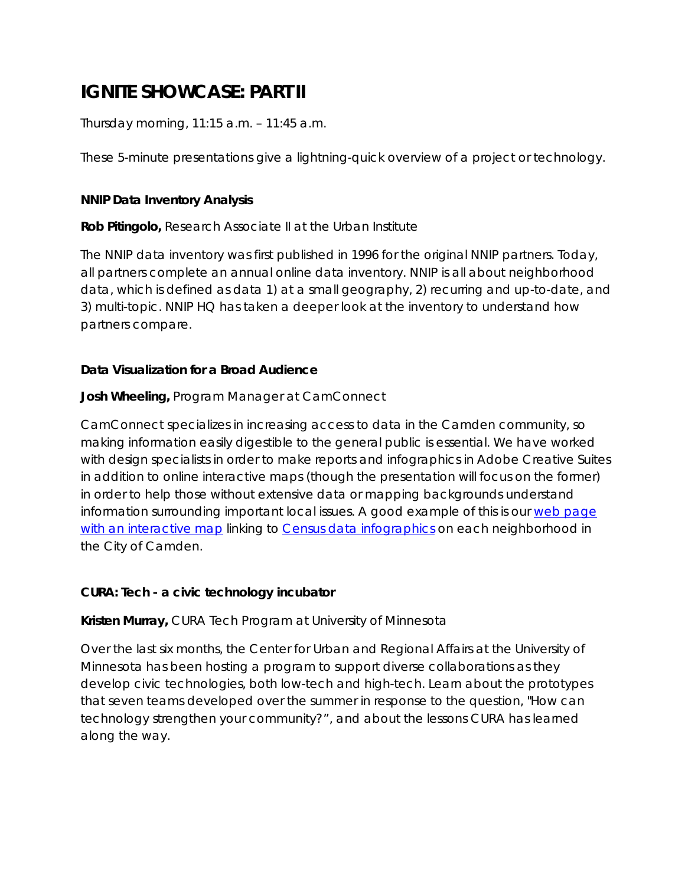# IGNITE SHOWCASE: PART II

Thursday morning, 11:15 a.m. – 11:45 a.m.

These 5-minute presentations give a lightning-quick overview of a project or technology.

### NNIP Data Inventory Analysis

**Rob Pitingolo,** Research Associate II at the Urban Institute

The NNIP data inventory was first published in 1996 for the original NNIP partners. Today, all partners complete an annual online data inventory. NNIP is all about neighborhood data, which is defined as data 1) at a small geography, 2) recurring and up-to-date, and 3) multi-topic. NNIP HQ has taken a deeper look at the inventory to understand how partners compare.

### Data Visualization for a Broad Audience

**Josh Wheeling,** Program Manager at CamConnect

CamConnect specializes in increasing access to data in the Camden community, so making information easily digestible to the general public is essential. We have worked with design specialists in order to make reports and infographics in Adobe Creative Suites in addition to online interactive maps (though the presentation will focus on the former) in order to help those without extensive data or mapping backgrounds understand information surrounding important local issues. A good example of this is our web page with an interactive map linking to Census data infographics on each neighborhood in the City of Camden.

### CURA: Tech - a civic technology incubator

**Kristen Murray,** CURA Tech Program at University of Minnesota

Over the last six months, the Center for Urban and Regional Affairs at the University of Minnesota has been hosting a program to support diverse collaborations as they develop civic technologies, both low-tech and high-tech. Learn about the prototypes that seven teams developed over the summer in response to the question, "How can technology strengthen your community?", and about the lessons CURA has learned along the way.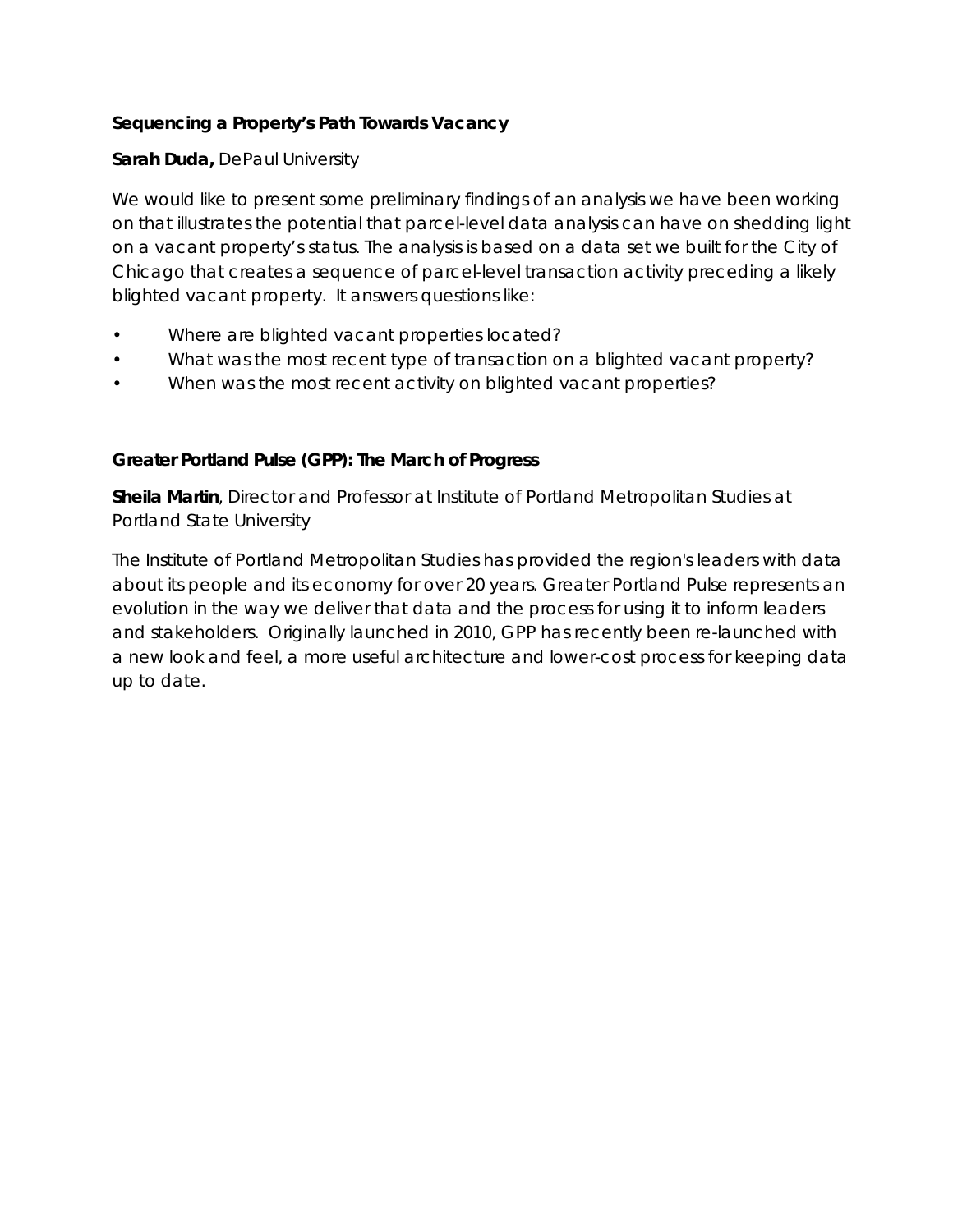**Sequencing a Property's Path Towards Vacancy**

**Sarah Duda,** DePaul University

We would like to present some preliminary findings of an analysis we have been working on that illustrates the potential that parcel-level data analysis can have on shedding light on a vacant property's status. The analysis is based on a data set we built for the City of Chicago that creates a sequence of parcel-level transaction activity preceding a likely blighted vacant property. It answers questions like:

- Where are blighted vacant properties located?
- What was the most recent type of transaction on a blighted vacant property?
- When was the most recent activity on blighted vacant properties?

**Greater Portland Pulse (GPP): The March of Progress**

**Sheila Martin**, Director and Professor at Institute of Portland Metropolitan Studies at Portland State University

The Institute of Portland Metropolitan Studies has provided the region's leaders with data about its people and its economy for over 20 years. Greater Portland Pulse represents an evolution in the way we deliver that data and the process for using it to inform leaders and stakeholders. Originally launched in 2010, GPP has recently been re-launched with a new look and feel, a more useful architecture and lower-cost process for keeping data up to date.